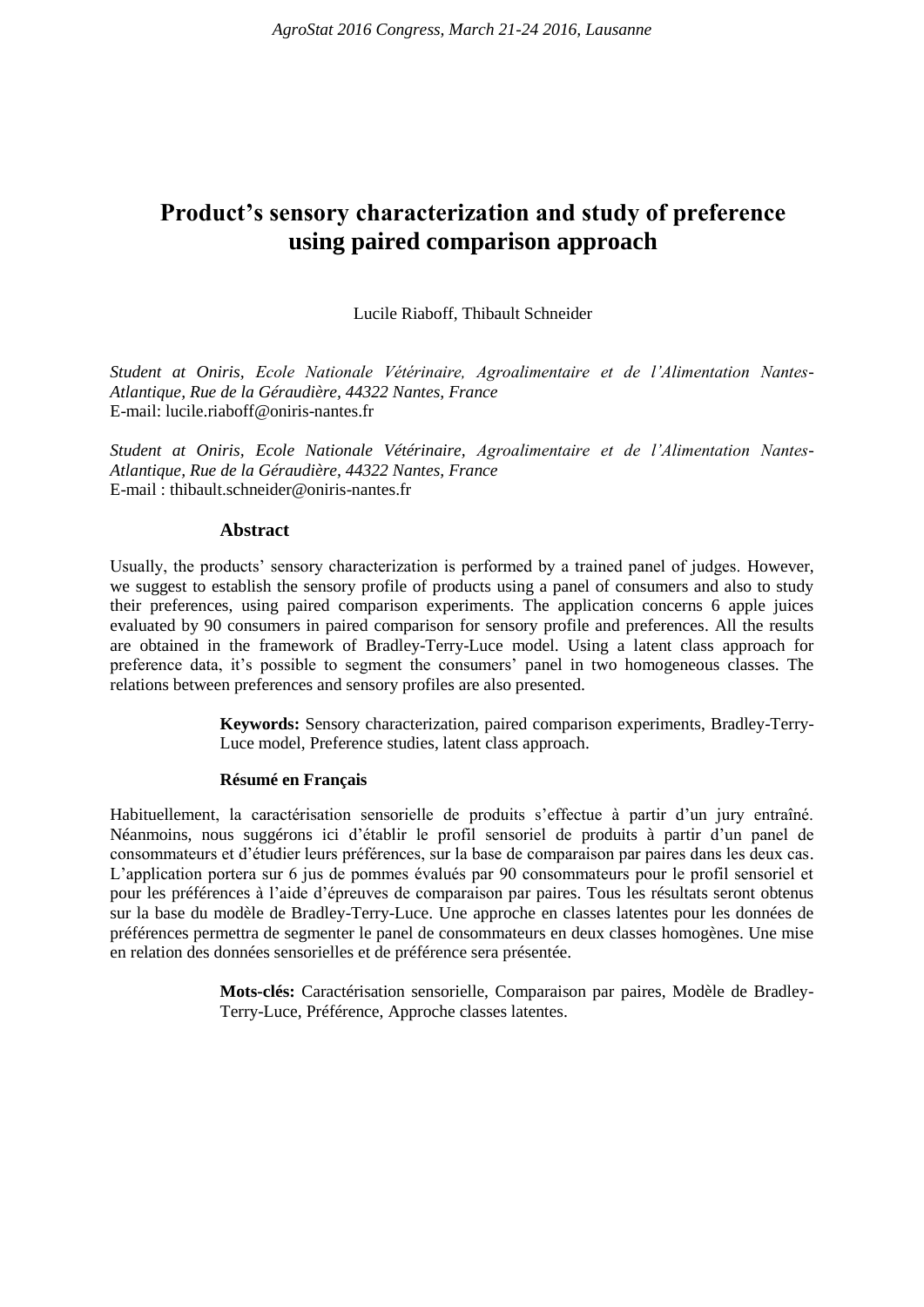# Product's sensory characterization and study of preference using paired comparison approach

Lucile Riaboff, Thibault Schneider

*Student at Oniris, Ecole Nationale Vétérinaire, Agroalimentaire et de l'Alimentation Nantes-Atlantique, Rue de la Géraudière, 44322 Nantes, France*
E-mail: lucile.riaboff@oniris-nantes.fr

*Student at Oniris, Ecole Nationale Vétérinaire, Agroalimentaire et de l'Alimentation Nantes-Atlantique, Rue de la Géraudière, 44322 Nantes, France*
E-mail : thibault.schneider@oniris-nantes.fr

## Abstract

Usually, the products' sensory characterization is performed by a trained panel of judges. However, we suggest to establish the sensory profile of products using a panel of consumers and also to study their preferences, using paired comparison experiments. The application concerns 6 apple juices evaluated by 90 consumers in paired comparison for sensory profile and preferences. All the results are obtained in the framework of Bradley-Terry-Luce model. Using a latent class approach for preference data, it's possible to segment the consumers' panel in two homogeneous classes. The relations between preferences and sensory profiles are also presented.

**Keywords:** Sensory characterization, paired comparison experiments, Bradley-Terry-Luce model, Preference studies, latent class approach.

## Résumé en Français

Habituellement, la caractérisation sensorielle de produits s'effectue à partir d'un jury entraîné. Néanmoins, nous suggérons ici d'établir le profil sensoriel de produits à partir d'un panel de consommateurs et d'étudier leurs préférences, sur la base de comparaison par paires dans les deux cas. L'application portera sur 6 jus de pommes évalués par 90 consommateurs pour le profil sensoriel et pour les préférences à l'aide d'épreuves de comparaison par paires. Tous les résultats seront obtenus sur la base du modèle de Bradley-Terry-Luce. Une approche en classes latentes pour les données de préférences permettra de segmenter le panel de consommateurs en deux classes homogènes. Une mise en relation des données sensorielles et de préférence sera présentée.

**Mots-clés:** Caractérisation sensorielle, Comparaison par paires, Modèle de Bradley-Terry-Luce, Préférence, Approche classes latentes.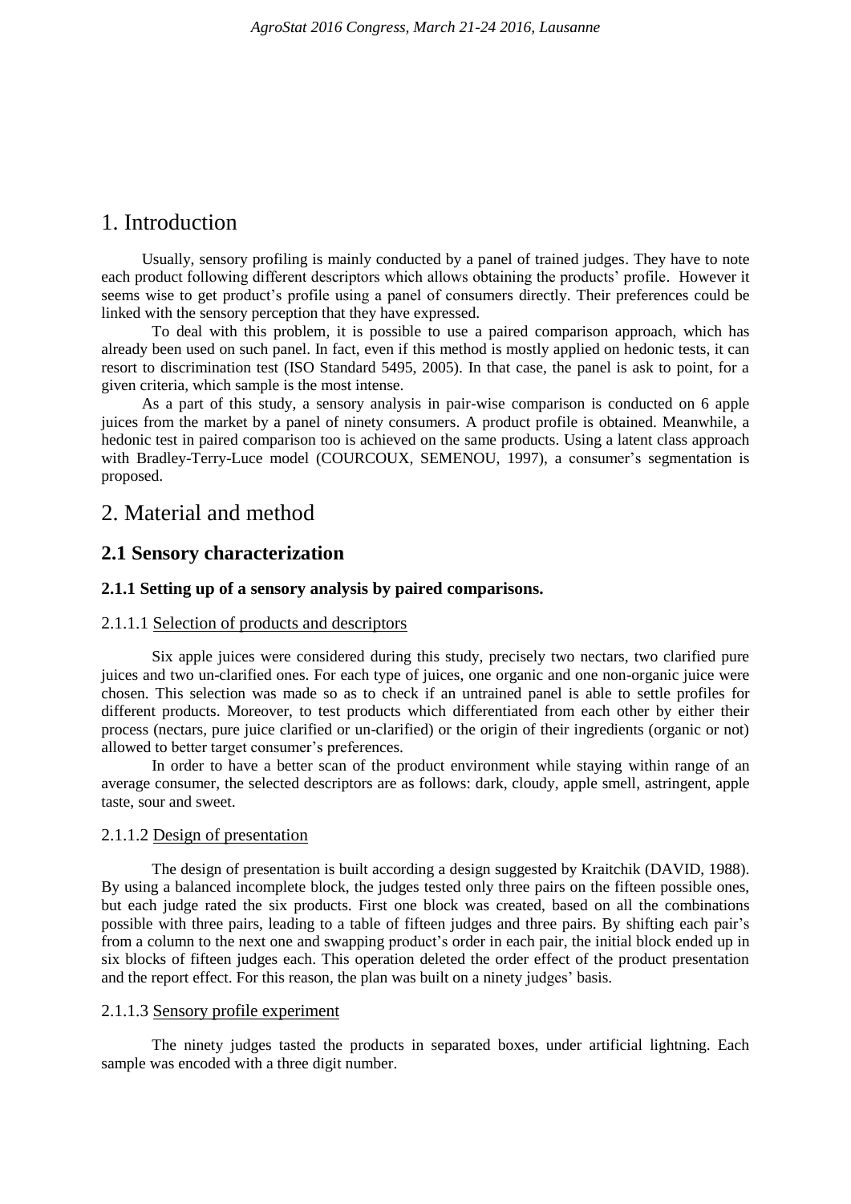# 1. Introduction

Usually, sensory profiling is mainly conducted by a panel of trained judges. They have to note each product following different descriptors which allows obtaining the products' profile. However it seems wise to get product's profile using a panel of consumers directly. Their preferences could be linked with the sensory perception that they have expressed.

To deal with this problem, it is possible to use a paired comparison approach, which has already been used on such panel. In fact, even if this method is mostly applied on hedonic tests, it can resort to discrimination test (ISO Standard 5495, 2005). In that case, the panel is ask to point, for a given criteria, which sample is the most intense.

As a part of this study, a sensory analysis in pair-wise comparison is conducted on 6 apple juices from the market by a panel of ninety consumers. A product profile is obtained. Meanwhile, a hedonic test in paired comparison too is achieved on the same products. Using a latent class approach with Bradley-Terry-Luce model (COURCOUX, SEMENOU, 1997), a consumer's segmentation is proposed.

# 2. Material and method

## 2.1 Sensory characterization

### 2.1.1 Setting up of a sensory analysis by paired comparisons.

#### 2.1.1.1 Selection of products and descriptors

Six apple juices were considered during this study, precisely two nectars, two clarified pure juices and two un-clarified ones. For each type of juices, one organic and one non-organic juice were chosen. This selection was made so as to check if an untrained panel is able to settle profiles for different products. Moreover, to test products which differentiated from each other by either their process (nectars, pure juice clarified or un-clarified) or the origin of their ingredients (organic or not) allowed to better target consumer's preferences.

In order to have a better scan of the product environment while staying within range of an average consumer, the selected descriptors are as follows: dark, cloudy, apple smell, astringent, apple taste, sour and sweet.

#### 2.1.1.2 Design of presentation

The design of presentation is built according a design suggested by Kraitchik (DAVID, 1988). By using a balanced incomplete block, the judges tested only three pairs on the fifteen possible ones, but each judge rated the six products. First one block was created, based on all the combinations possible with three pairs, leading to a table of fifteen judges and three pairs. By shifting each pair's from a column to the next one and swapping product's order in each pair, the initial block ended up in six blocks of fifteen judges each. This operation deleted the order effect of the product presentation and the report effect. For this reason, the plan was built on a ninety judges' basis.

#### 2.1.1.3 Sensory profile experiment

The ninety judges tasted the products in separated boxes, under artificial lightning. Each sample was encoded with a three digit number.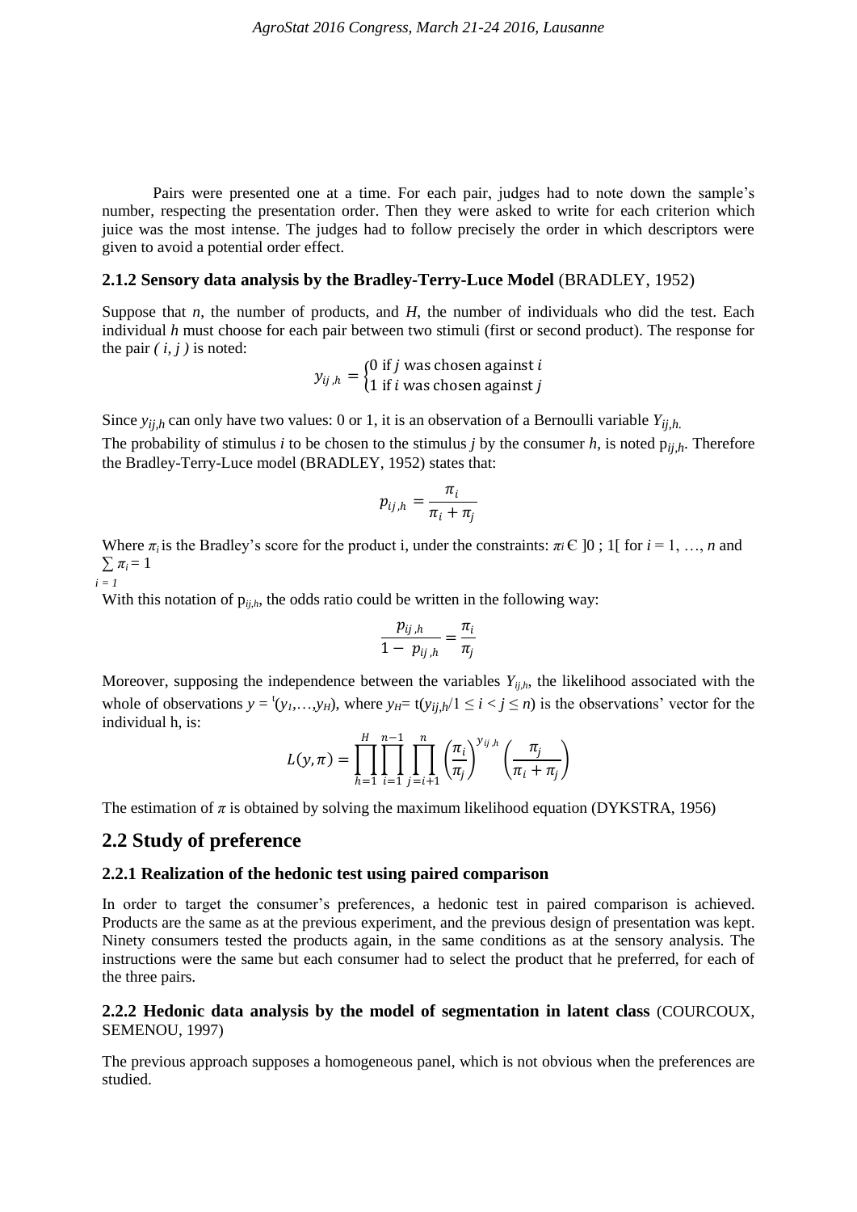Pairs were presented one at a time. For each pair, judges had to note down the sample's number, respecting the presentation order. Then they were asked to write for each criterion which juice was the most intense. The judges had to follow precisely the order in which descriptors were given to avoid a potential order effect.

### 2.1.2 Sensory data analysis by the Bradley-Terry-Luce Model (BRADLEY, 1952)

Suppose that $n$, the number of products, and $H$, the number of individuals who did the test. Each individual $h$ must choose for each pair between two stimuli (first or second product). The response for the pair $(i, j)$ is noted:

$$y_{ij,h} = \begin{cases} 0 \text{ if } j \text{ was chosen against } i \\ 1 \text{ if } i \text{ was chosen against } j \end{cases}$$

Since $y_{ij,h}$ can only have two values: 0 or 1, it is an observation of a Bernoulli variable $Y_{ij,h}$.

The probability of stimulus $i$ to be chosen to the stimulus $j$ by the consumer $h$, is noted $p_{ij,h}$. Therefore the Bradley-Terry-Luce model (BRADLEY, 1952) states that:

$$p_{ij,h} = \frac{\pi_i}{\pi_i + \pi_j}$$

Where $\pi_i$ is the Bradley's score for the product i, under the constraints: $\pi_i \in ]0\,;\,1[$ for $i = 1, \ldots, n$ and $\sum_{i=1} \pi_i = 1$

With this notation of $p_{ij,h}$, the odds ratio could be written in the following way:

$$\frac{p_{ij,h}}{1 - p_{ij,h}} = \frac{\pi_i}{\pi_j}$$

Moreover, supposing the independence between the variables $Y_{ij,h}$, the likelihood associated with the whole of observations $y = {}^t(y_1, \ldots, y_H)$, where $y_H = {}^t(y_{ij,h}/1 \leq i < j \leq n)$ is the observations' vector for the individual h, is:

$$L(y, \pi) = \prod_{h=1}^{H} \prod_{i=1}^{n-1} \prod_{j=i+1}^{n} \left(\frac{\pi_i}{\pi_j}\right)^{y_{ij,h}} \left(\frac{\pi_j}{\pi_i + \pi_j}\right)$$

The estimation of $\pi$ is obtained by solving the maximum likelihood equation (DYKSTRA, 1956)

## 2.2 Study of preference

### 2.2.1 Realization of the hedonic test using paired comparison

In order to target the consumer's preferences, a hedonic test in paired comparison is achieved. Products are the same as at the previous experiment, and the previous design of presentation was kept. Ninety consumers tested the products again, in the same conditions as at the sensory analysis. The instructions were the same but each consumer had to select the product that he preferred, for each of the three pairs.

### 2.2.2 Hedonic data analysis by the model of segmentation in latent class (COURCOUX, SEMENOU, 1997)

The previous approach supposes a homogeneous panel, which is not obvious when the preferences are studied.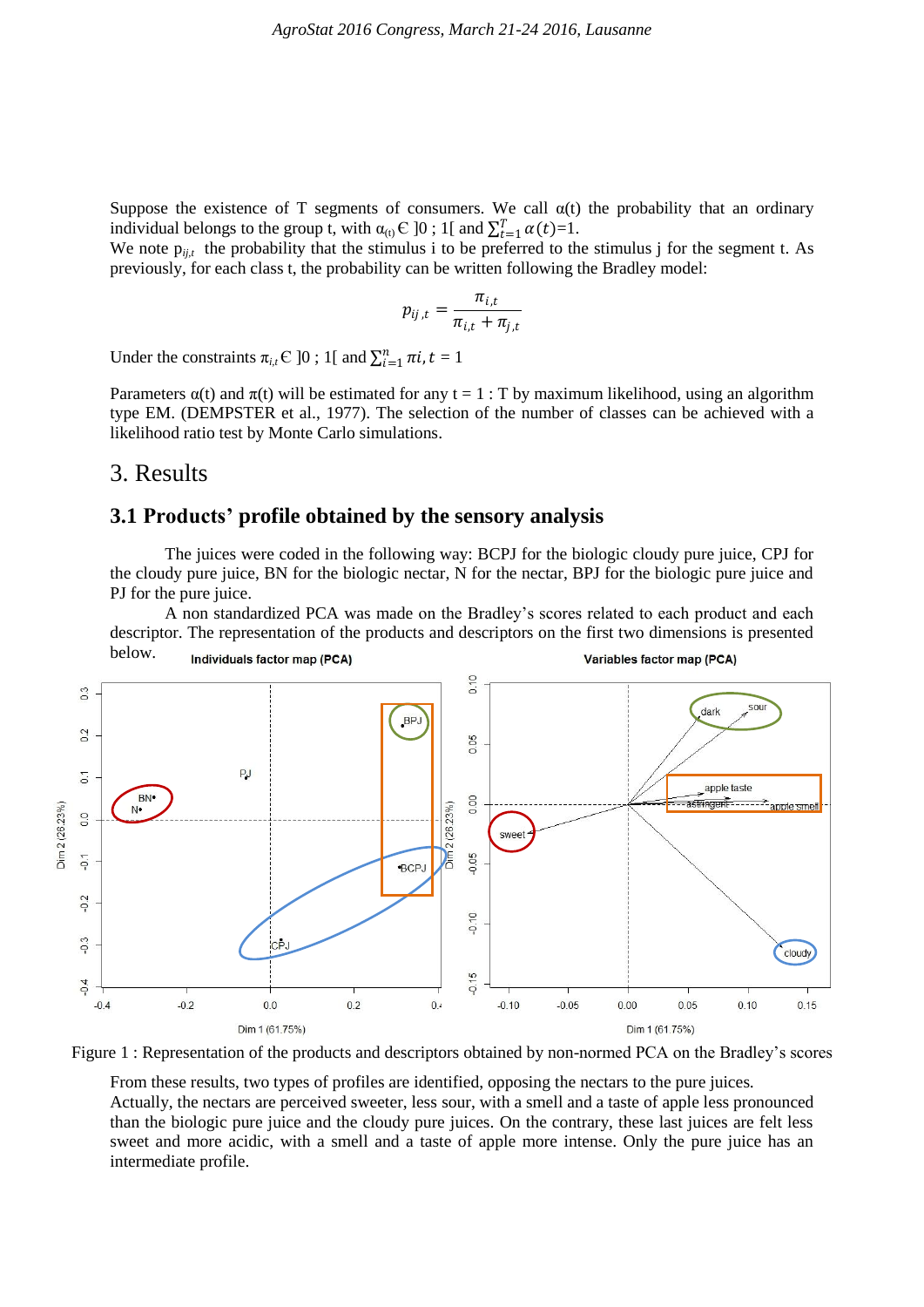Suppose the existence of T segments of consumers. We call α(t) the probability that an ordinary individual belongs to the group t, with $\alpha_{(t)} \in ]0 ; 1[$ and $\sum_{t=1}^{T} \alpha(t)=1$.
We note $p_{ij,t}$ the probability that the stimulus i to be preferred to the stimulus j for the segment t. As previously, for each class t, the probability can be written following the Bradley model:

$$p_{ij,t} = \frac{\pi_{i,t}}{\pi_{i,t} + \pi_{j,t}}$$

Under the constraints $\pi_{i,t} \in ]0 ; 1[$ and $\sum_{i=1}^{n} \pi i, t = 1$

Parameters α(t) and π(t) will be estimated for any t = 1 : T by maximum likelihood, using an algorithm type EM. (DEMPSTER et al., 1977). The selection of the number of classes can be achieved with a likelihood ratio test by Monte Carlo simulations.

## 3. Results

### 3.1 Products' profile obtained by the sensory analysis

The juices were coded in the following way: BCPJ for the biologic cloudy pure juice, CPJ for the cloudy pure juice, BN for the biologic nectar, N for the nectar, BPJ for the biologic pure juice and PJ for the pure juice.

A non standardized PCA was made on the Bradley's scores related to each product and each descriptor. The representation of the products and descriptors on the first two dimensions is presented below.

Individuals factor map (PCA)

Dim 1 (61.75%)
Dim 2 (26.23%)
-0.4 -0.2 0.0 0.2 0.4
-0.4 -0.3 -0.2 -0.1 0.0 0.1 0.2 0.3
BPJ
PJ
BN
N
BCPJ
CPJ

Variables factor map (PCA)

Dim 1 (61.75%)
Dim 2 (26.23%)
-0.10 -0.05 0.00 0.05 0.10 0.15
-0.15 -0.10 -0.05 0.00 0.05 0.10
dark
sour
apple taste
astringent
apple smell
sweet
cloudy

Figure 1 : Representation of the products and descriptors obtained by non-normed PCA on the Bradley's scores

From these results, two types of profiles are identified, opposing the nectars to the pure juices. Actually, the nectars are perceived sweeter, less sour, with a smell and a taste of apple less pronounced than the biologic pure juice and the cloudy pure juices. On the contrary, these last juices are felt less sweet and more acidic, with a smell and a taste of apple more intense. Only the pure juice has an intermediate profile.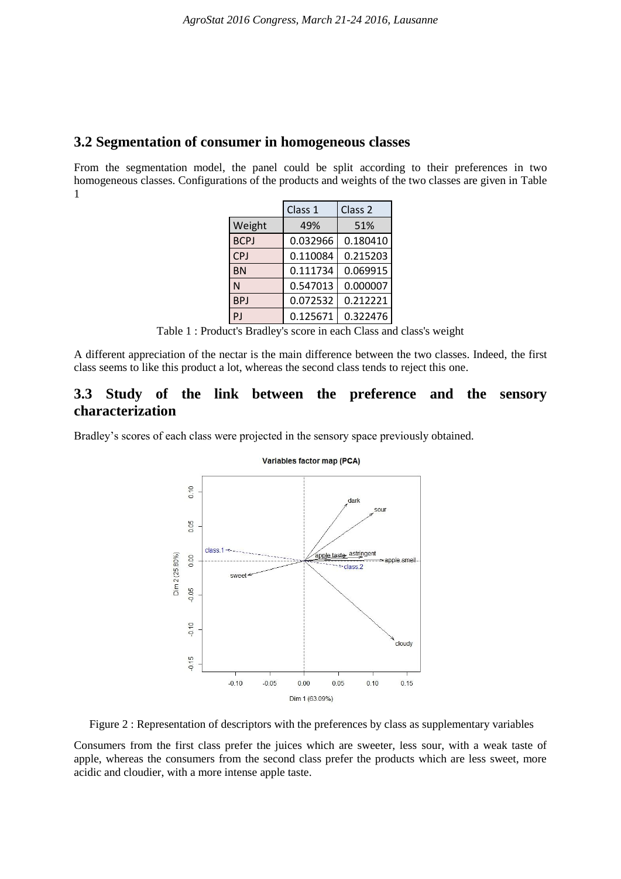## 3.2 Segmentation of consumer in homogeneous classes

From the segmentation model, the panel could be split according to their preferences in two homogeneous classes. Configurations of the products and weights of the two classes are given in Table 1

| | Class 1 | Class 2 |
|---|---|---|
| Weight | 49% | 51% |
| BCPJ | 0.032966 | 0.180410 |
| CPJ | 0.110084 | 0.215203 |
| BN | 0.111734 | 0.069915 |
| N | 0.547013 | 0.000007 |
| BPJ | 0.072532 | 0.212221 |
| PJ | 0.125671 | 0.322476 |

Table 1 : Product's Bradley's score in each Class and class's weight

A different appreciation of the nectar is the main difference between the two classes. Indeed, the first class seems to like this product a lot, whereas the second class tends to reject this one.

## 3.3 Study of the link between the preference and the sensory characterization

Bradley's scores of each class were projected in the sensory space previously obtained.

Variables factor map (PCA)

dark
sour
class.1
apple taste
astringent
apple.smell
class.2
sweet
cloudy

Dim 2 (25.80%)
Dim 1 (63.09%)

0.10
0.05
0.00
-0.05
-0.10
-0.15

-0.10
-0.05
0.00
0.05
0.10
0.15

Figure 2 : Representation of descriptors with the preferences by class as supplementary variables

Consumers from the first class prefer the juices which are sweeter, less sour, with a weak taste of apple, whereas the consumers from the second class prefer the products which are less sweet, more acidic and cloudier, with a more intense apple taste.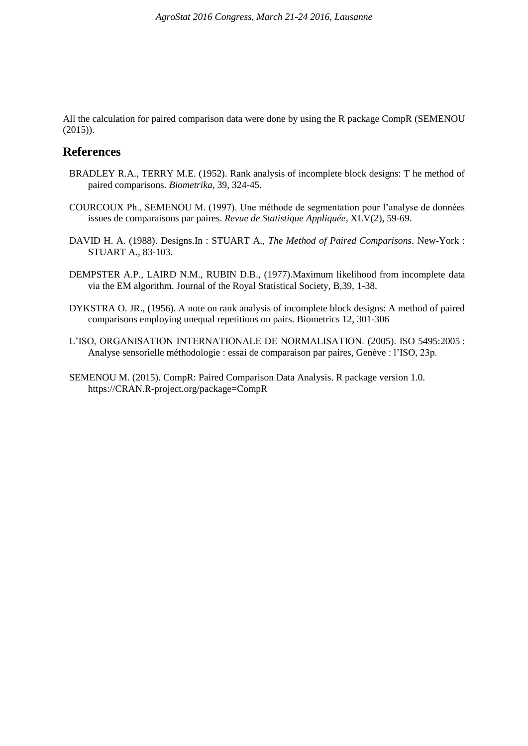All the calculation for paired comparison data were done by using the R package CompR (SEMENOU (2015)).

## References

BRADLEY R.A., TERRY M.E. (1952). Rank analysis of incomplete block designs: T he method of paired comparisons. *Biometrika*, 39, 324-45.

COURCOUX Ph., SEMENOU M. (1997). Une méthode de segmentation pour l'analyse de données issues de comparaisons par paires. *Revue de Statistique Appliquée*, XLV(2), 59-69.

DAVID H. A. (1988). Designs.In : STUART A., *The Method of Paired Comparisons*. New-York : STUART A., 83-103.

DEMPSTER A.P., LAIRD N.M., RUBIN D.B., (1977).Maximum likelihood from incomplete data via the EM algorithm. Journal of the Royal Statistical Society, B,39, 1-38.

DYKSTRA O. JR., (1956). A note on rank analysis of incomplete block designs: A method of paired comparisons employing unequal repetitions on pairs. Biometrics 12, 301-306

L'ISO, ORGANISATION INTERNATIONALE DE NORMALISATION. (2005). ISO 5495:2005 : Analyse sensorielle méthodologie : essai de comparaison par paires, Genève : l'ISO, 23p.

SEMENOU M. (2015). CompR: Paired Comparison Data Analysis. R package version 1.0. https://CRAN.R-project.org/package=CompR